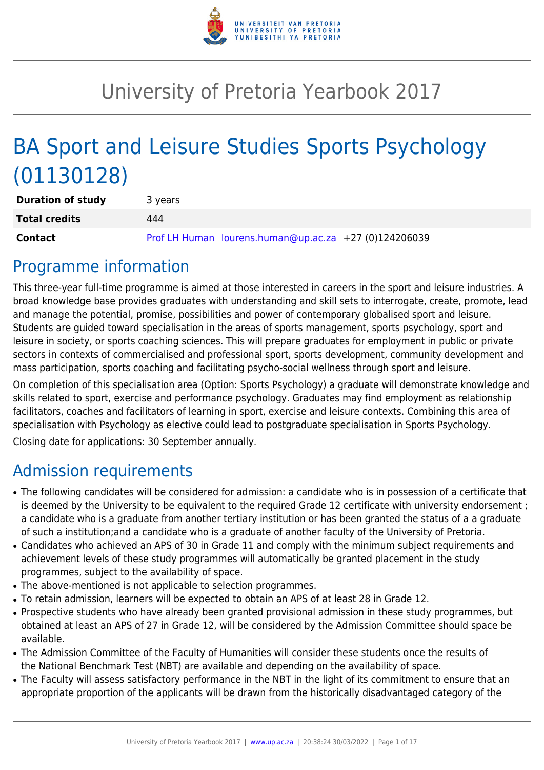# University of Pretoria Yearbook 2017

# BA Sport and Leisure Studies Sports Psychology (01130128)

| | |
|---|---|
| **Duration of study** | 3 years |
| **Total credits** | 444 |
| **Contact** | Prof LH Human lourens.human@up.ac.za +27 (0)124206039 |

## Programme information

This three-year full-time programme is aimed at those interested in careers in the sport and leisure industries. A broad knowledge base provides graduates with understanding and skill sets to interrogate, create, promote, lead and manage the potential, promise, possibilities and power of contemporary globalised sport and leisure. Students are guided toward specialisation in the areas of sports management, sports psychology, sport and leisure in society, or sports coaching sciences. This will prepare graduates for employment in public or private sectors in contexts of commercialised and professional sport, sports development, community development and mass participation, sports coaching and facilitating psycho-social wellness through sport and leisure.

On completion of this specialisation area (Option: Sports Psychology) a graduate will demonstrate knowledge and skills related to sport, exercise and performance psychology. Graduates may find employment as relationship facilitators, coaches and facilitators of learning in sport, exercise and leisure contexts. Combining this area of specialisation with Psychology as elective could lead to postgraduate specialisation in Sports Psychology.

Closing date for applications: 30 September annually.

## Admission requirements

- The following candidates will be considered for admission: a candidate who is in possession of a certificate that is deemed by the University to be equivalent to the required Grade 12 certificate with university endorsement ; a candidate who is a graduate from another tertiary institution or has been granted the status of a a graduate of such a institution;and a candidate who is a graduate of another faculty of the University of Pretoria.
- Candidates who achieved an APS of 30 in Grade 11 and comply with the minimum subject requirements and achievement levels of these study programmes will automatically be granted placement in the study programmes, subject to the availability of space.
- The above-mentioned is not applicable to selection programmes.
- To retain admission, learners will be expected to obtain an APS of at least 28 in Grade 12.
- Prospective students who have already been granted provisional admission in these study programmes, but obtained at least an APS of 27 in Grade 12, will be considered by the Admission Committee should space be available.
- The Admission Committee of the Faculty of Humanities will consider these students once the results of the National Benchmark Test (NBT) are available and depending on the availability of space.
- The Faculty will assess satisfactory performance in the NBT in the light of its commitment to ensure that an appropriate proportion of the applicants will be drawn from the historically disadvantaged category of the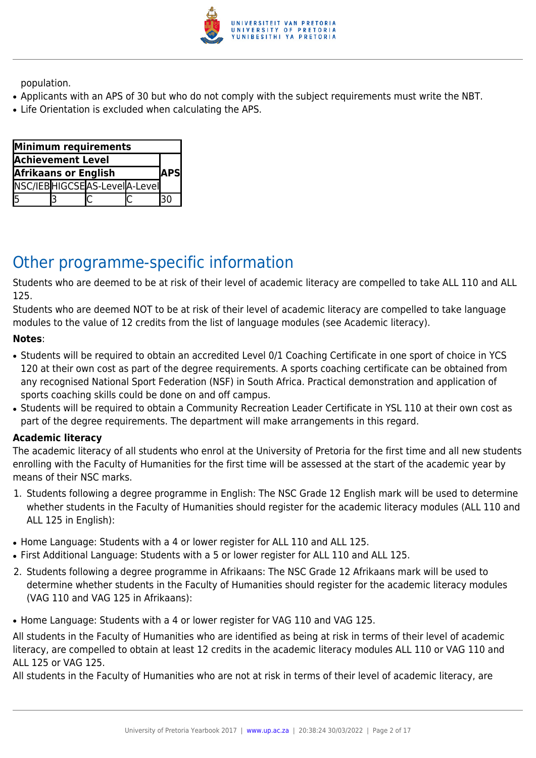population.

- Applicants with an APS of 30 but who do not comply with the subject requirements must write the NBT.
- Life Orientation is excluded when calculating the APS.

| Minimum requirements | | | | |
|---|---|---|---|---|
| Achievement Level | | | | APS |
| Afrikaans or English | | | | |
| NSC/IEB | HIGCSE | AS-Level | A-Level | |
| 5 | 3 | C | C | 30 |

# Other programme-specific information

Students who are deemed to be at risk of their level of academic literacy are compelled to take ALL 110 and ALL 125.

Students who are deemed NOT to be at risk of their level of academic literacy are compelled to take language modules to the value of 12 credits from the list of language modules (see Academic literacy).

**Notes**:

- Students will be required to obtain an accredited Level 0/1 Coaching Certificate in one sport of choice in YCS 120 at their own cost as part of the degree requirements. A sports coaching certificate can be obtained from any recognised National Sport Federation (NSF) in South Africa. Practical demonstration and application of sports coaching skills could be done on and off campus.
- Students will be required to obtain a Community Recreation Leader Certificate in YSL 110 at their own cost as part of the degree requirements. The department will make arrangements in this regard.

**Academic literacy**

The academic literacy of all students who enrol at the University of Pretoria for the first time and all new students enrolling with the Faculty of Humanities for the first time will be assessed at the start of the academic year by means of their NSC marks.

1. Students following a degree programme in English: The NSC Grade 12 English mark will be used to determine whether students in the Faculty of Humanities should register for the academic literacy modules (ALL 110 and ALL 125 in English):

- Home Language: Students with a 4 or lower register for ALL 110 and ALL 125.
- First Additional Language: Students with a 5 or lower register for ALL 110 and ALL 125.

2. Students following a degree programme in Afrikaans: The NSC Grade 12 Afrikaans mark will be used to determine whether students in the Faculty of Humanities should register for the academic literacy modules (VAG 110 and VAG 125 in Afrikaans):

- Home Language: Students with a 4 or lower register for VAG 110 and VAG 125.

All students in the Faculty of Humanities who are identified as being at risk in terms of their level of academic literacy, are compelled to obtain at least 12 credits in the academic literacy modules ALL 110 or VAG 110 and ALL 125 or VAG 125.

All students in the Faculty of Humanities who are not at risk in terms of their level of academic literacy, are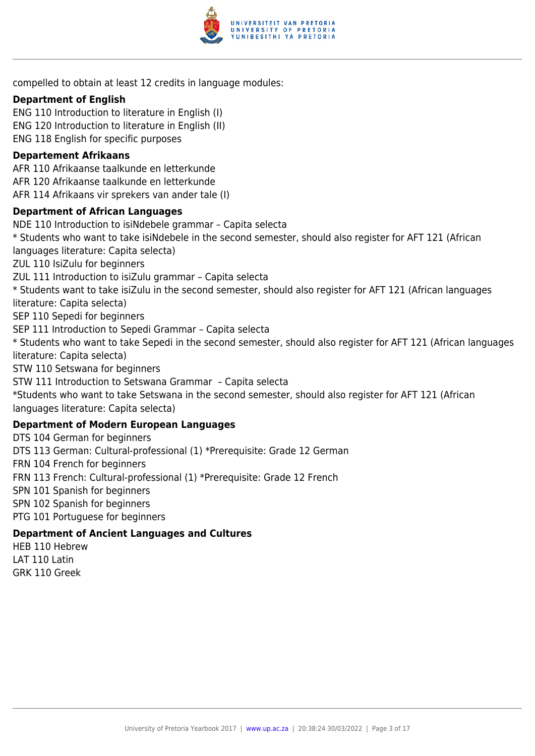compelled to obtain at least 12 credits in language modules:

**Department of English**

ENG 110 Introduction to literature in English (I)
ENG 120 Introduction to literature in English (II)
ENG 118 English for specific purposes

**Departement Afrikaans**

AFR 110 Afrikaanse taalkunde en letterkunde
AFR 120 Afrikaanse taalkunde en letterkunde
AFR 114 Afrikaans vir sprekers van ander tale (I)

**Department of African Languages**

NDE 110 Introduction to isiNdebele grammar – Capita selecta
* Students who want to take isiNdebele in the second semester, should also register for AFT 121 (African languages literature: Capita selecta)
ZUL 110 IsiZulu for beginners
ZUL 111 Introduction to isiZulu grammar – Capita selecta
* Students want to take isiZulu in the second semester, should also register for AFT 121 (African languages literature: Capita selecta)
SEP 110 Sepedi for beginners
SEP 111 Introduction to Sepedi Grammar – Capita selecta
* Students who want to take Sepedi in the second semester, should also register for AFT 121 (African languages literature: Capita selecta)
STW 110 Setswana for beginners
STW 111 Introduction to Setswana Grammar – Capita selecta
*Students who want to take Setswana in the second semester, should also register for AFT 121 (African languages literature: Capita selecta)

**Department of Modern European Languages**

DTS 104 German for beginners
DTS 113 German: Cultural-professional (1) *Prerequisite: Grade 12 German
FRN 104 French for beginners
FRN 113 French: Cultural-professional (1) *Prerequisite: Grade 12 French
SPN 101 Spanish for beginners
SPN 102 Spanish for beginners
PTG 101 Portuguese for beginners

**Department of Ancient Languages and Cultures**

HEB 110 Hebrew
LAT 110 Latin
GRK 110 Greek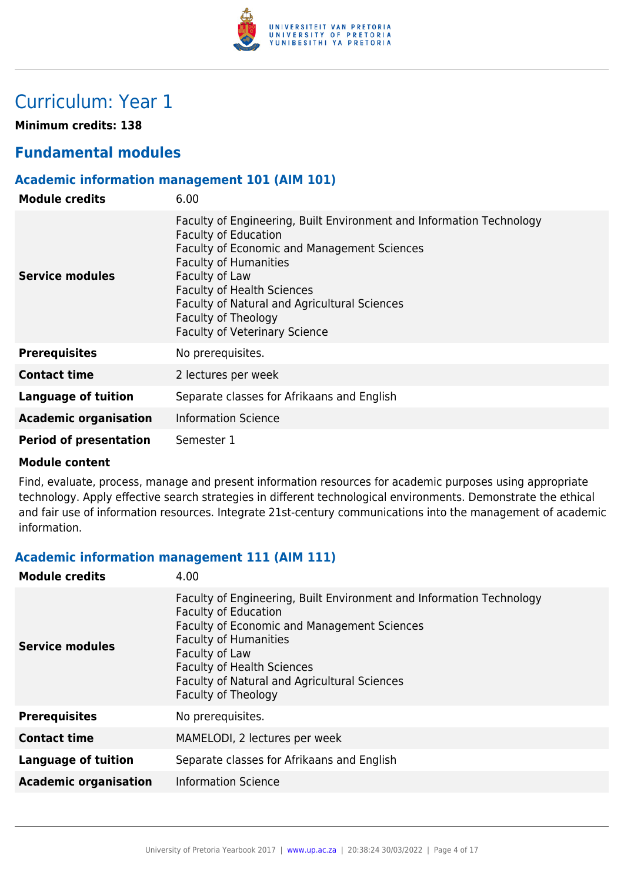# Curriculum: Year 1

**Minimum credits: 138**

## Fundamental modules

### Academic information management 101 (AIM 101)

| | |
|---|---|
| **Module credits** | 6.00 |
| **Service modules** | Faculty of Engineering, Built Environment and Information Technology<br>Faculty of Education<br>Faculty of Economic and Management Sciences<br>Faculty of Humanities<br>Faculty of Law<br>Faculty of Health Sciences<br>Faculty of Natural and Agricultural Sciences<br>Faculty of Theology<br>Faculty of Veterinary Science |
| **Prerequisites** | No prerequisites. |
| **Contact time** | 2 lectures per week |
| **Language of tuition** | Separate classes for Afrikaans and English |
| **Academic organisation** | Information Science |
| **Period of presentation** | Semester 1 |

**Module content**

Find, evaluate, process, manage and present information resources for academic purposes using appropriate technology. Apply effective search strategies in different technological environments. Demonstrate the ethical and fair use of information resources. Integrate 21st-century communications into the management of academic information.

### Academic information management 111 (AIM 111)

| | |
|---|---|
| **Module credits** | 4.00 |
| **Service modules** | Faculty of Engineering, Built Environment and Information Technology<br>Faculty of Education<br>Faculty of Economic and Management Sciences<br>Faculty of Humanities<br>Faculty of Law<br>Faculty of Health Sciences<br>Faculty of Natural and Agricultural Sciences<br>Faculty of Theology |
| **Prerequisites** | No prerequisites. |
| **Contact time** | MAMELODI, 2 lectures per week |
| **Language of tuition** | Separate classes for Afrikaans and English |
| **Academic organisation** | Information Science |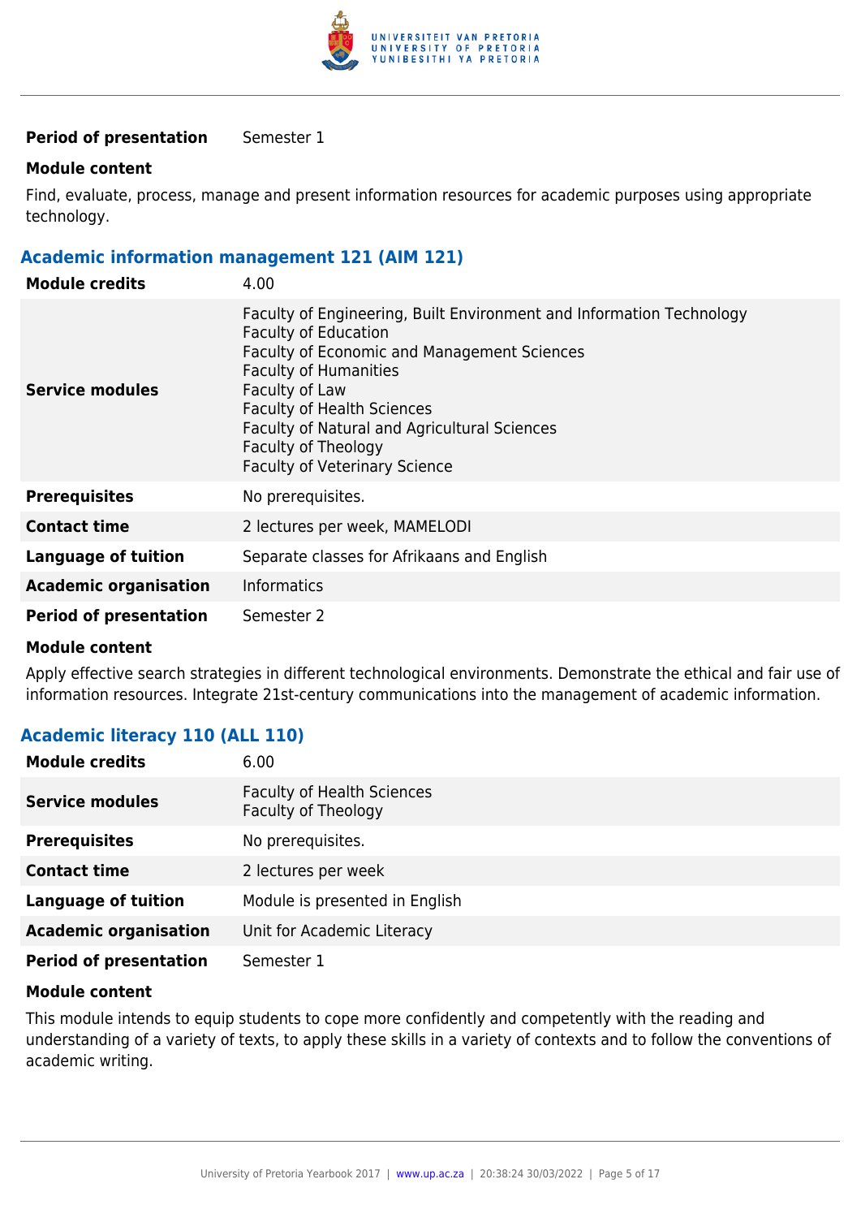| | |
|---|---|
| **Period of presentation** | Semester 1 |

**Module content**

Find, evaluate, process, manage and present information resources for academic purposes using appropriate technology.

### Academic information management 121 (AIM 121)

| | |
|---|---|
| **Module credits** | 4.00 |
| **Service modules** | Faculty of Engineering, Built Environment and Information Technology<br>Faculty of Education<br>Faculty of Economic and Management Sciences<br>Faculty of Humanities<br>Faculty of Law<br>Faculty of Health Sciences<br>Faculty of Natural and Agricultural Sciences<br>Faculty of Theology<br>Faculty of Veterinary Science |
| **Prerequisites** | No prerequisites. |
| **Contact time** | 2 lectures per week, MAMELODI |
| **Language of tuition** | Separate classes for Afrikaans and English |
| **Academic organisation** | Informatics |
| **Period of presentation** | Semester 2 |

**Module content**

Apply effective search strategies in different technological environments. Demonstrate the ethical and fair use of information resources. Integrate 21st-century communications into the management of academic information.

### Academic literacy 110 (ALL 110)

| | |
|---|---|
| **Module credits** | 6.00 |
| **Service modules** | Faculty of Health Sciences<br>Faculty of Theology |
| **Prerequisites** | No prerequisites. |
| **Contact time** | 2 lectures per week |
| **Language of tuition** | Module is presented in English |
| **Academic organisation** | Unit for Academic Literacy |
| **Period of presentation** | Semester 1 |

**Module content**

This module intends to equip students to cope more confidently and competently with the reading and understanding of a variety of texts, to apply these skills in a variety of contexts and to follow the conventions of academic writing.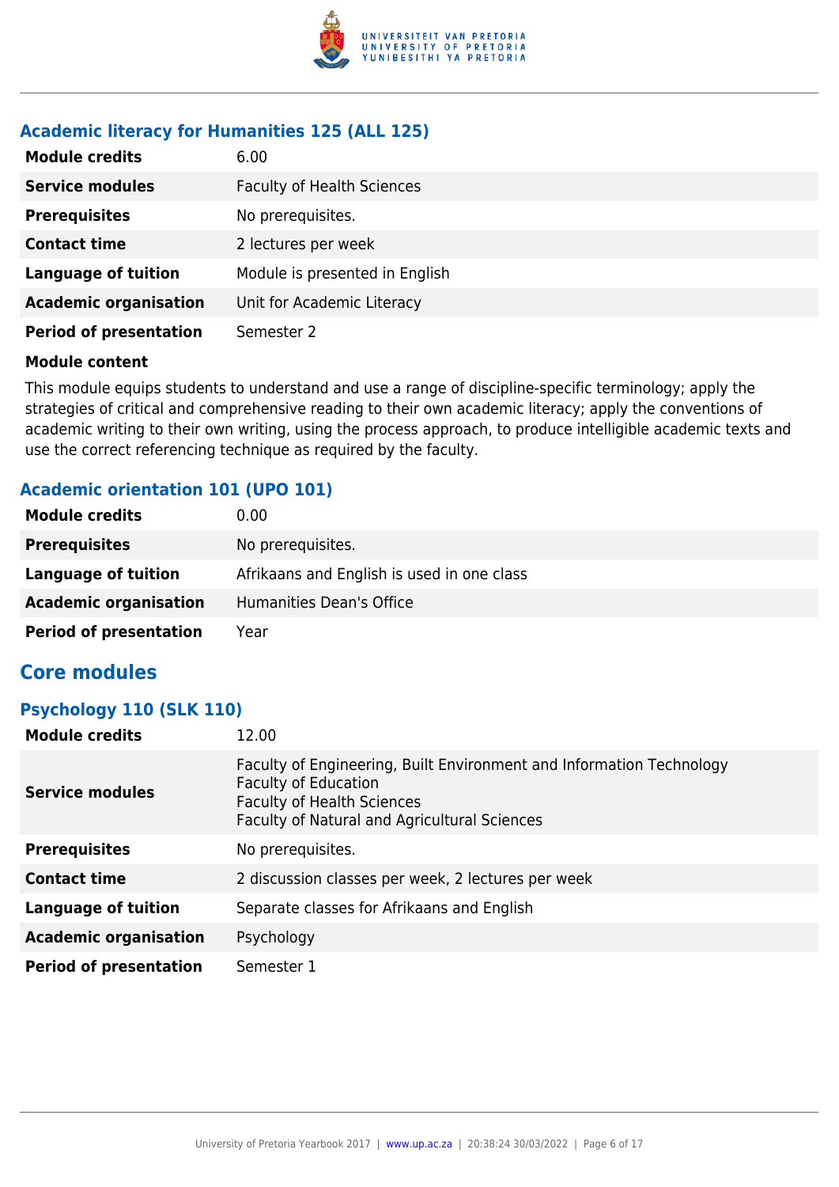### Academic literacy for Humanities 125 (ALL 125)

| | |
|---|---|
| **Module credits** | 6.00 |
| **Service modules** | Faculty of Health Sciences |
| **Prerequisites** | No prerequisites. |
| **Contact time** | 2 lectures per week |
| **Language of tuition** | Module is presented in English |
| **Academic organisation** | Unit for Academic Literacy |
| **Period of presentation** | Semester 2 |

**Module content**

This module equips students to understand and use a range of discipline-specific terminology; apply the strategies of critical and comprehensive reading to their own academic literacy; apply the conventions of academic writing to their own writing, using the process approach, to produce intelligible academic texts and use the correct referencing technique as required by the faculty.

### Academic orientation 101 (UPO 101)

| | |
|---|---|
| **Module credits** | 0.00 |
| **Prerequisites** | No prerequisites. |
| **Language of tuition** | Afrikaans and English is used in one class |
| **Academic organisation** | Humanities Dean's Office |
| **Period of presentation** | Year |

## Core modules

### Psychology 110 (SLK 110)

| | |
|---|---|
| **Module credits** | 12.00 |
| **Service modules** | Faculty of Engineering, Built Environment and Information Technology<br>Faculty of Education<br>Faculty of Health Sciences<br>Faculty of Natural and Agricultural Sciences |
| **Prerequisites** | No prerequisites. |
| **Contact time** | 2 discussion classes per week, 2 lectures per week |
| **Language of tuition** | Separate classes for Afrikaans and English |
| **Academic organisation** | Psychology |
| **Period of presentation** | Semester 1 |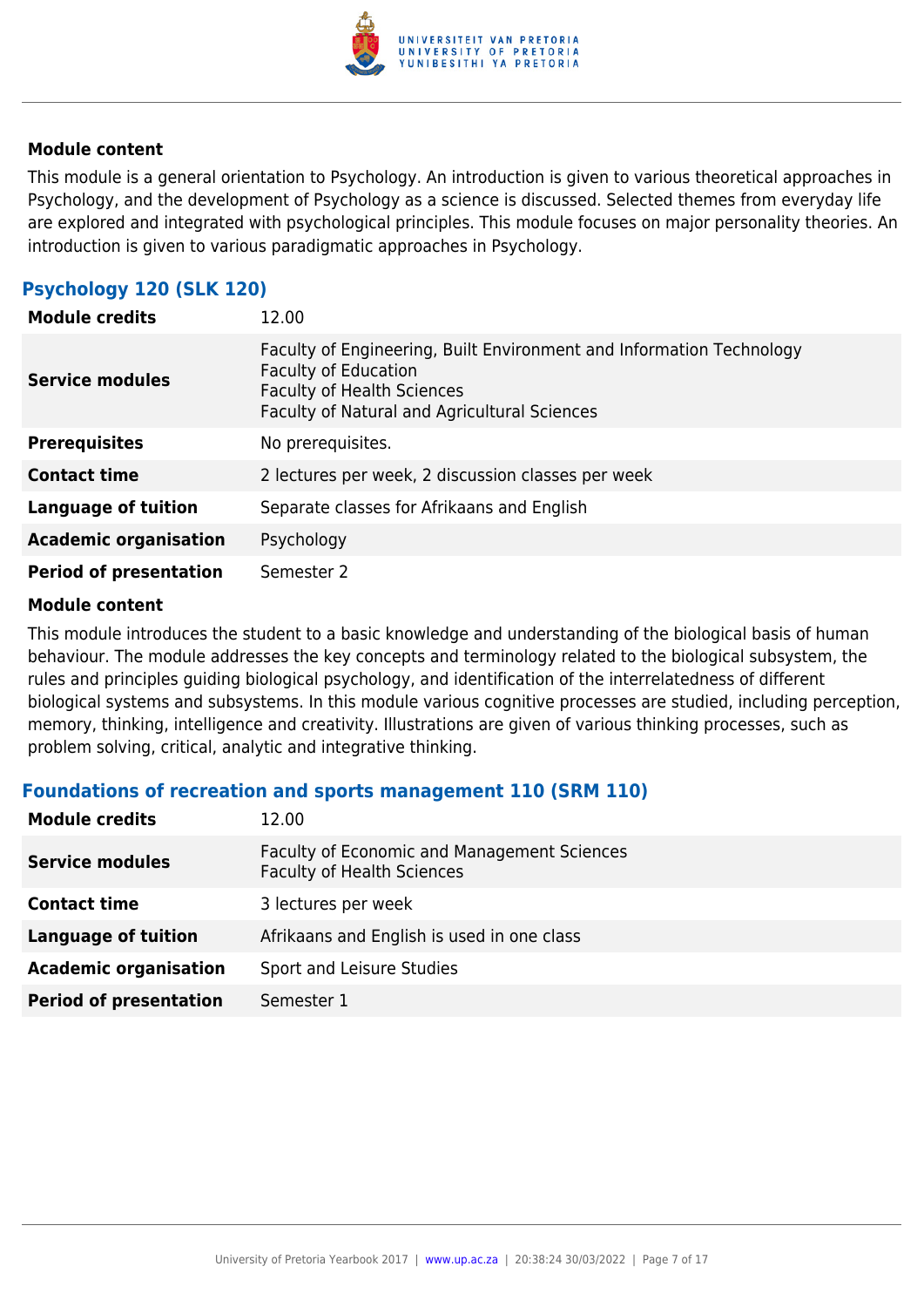#### Module content

This module is a general orientation to Psychology. An introduction is given to various theoretical approaches in Psychology, and the development of Psychology as a science is discussed. Selected themes from everyday life are explored and integrated with psychological principles. This module focuses on major personality theories. An introduction is given to various paradigmatic approaches in Psychology.

### Psychology 120 (SLK 120)

| | |
|---|---|
| **Module credits** | 12.00 |
| **Service modules** | Faculty of Engineering, Built Environment and Information Technology<br>Faculty of Education<br>Faculty of Health Sciences<br>Faculty of Natural and Agricultural Sciences |
| **Prerequisites** | No prerequisites. |
| **Contact time** | 2 lectures per week, 2 discussion classes per week |
| **Language of tuition** | Separate classes for Afrikaans and English |
| **Academic organisation** | Psychology |
| **Period of presentation** | Semester 2 |

#### Module content

This module introduces the student to a basic knowledge and understanding of the biological basis of human behaviour. The module addresses the key concepts and terminology related to the biological subsystem, the rules and principles guiding biological psychology, and identification of the interrelatedness of different biological systems and subsystems. In this module various cognitive processes are studied, including perception, memory, thinking, intelligence and creativity. Illustrations are given of various thinking processes, such as problem solving, critical, analytic and integrative thinking.

### Foundations of recreation and sports management 110 (SRM 110)

| | |
|---|---|
| **Module credits** | 12.00 |
| **Service modules** | Faculty of Economic and Management Sciences<br>Faculty of Health Sciences |
| **Contact time** | 3 lectures per week |
| **Language of tuition** | Afrikaans and English is used in one class |
| **Academic organisation** | Sport and Leisure Studies |
| **Period of presentation** | Semester 1 |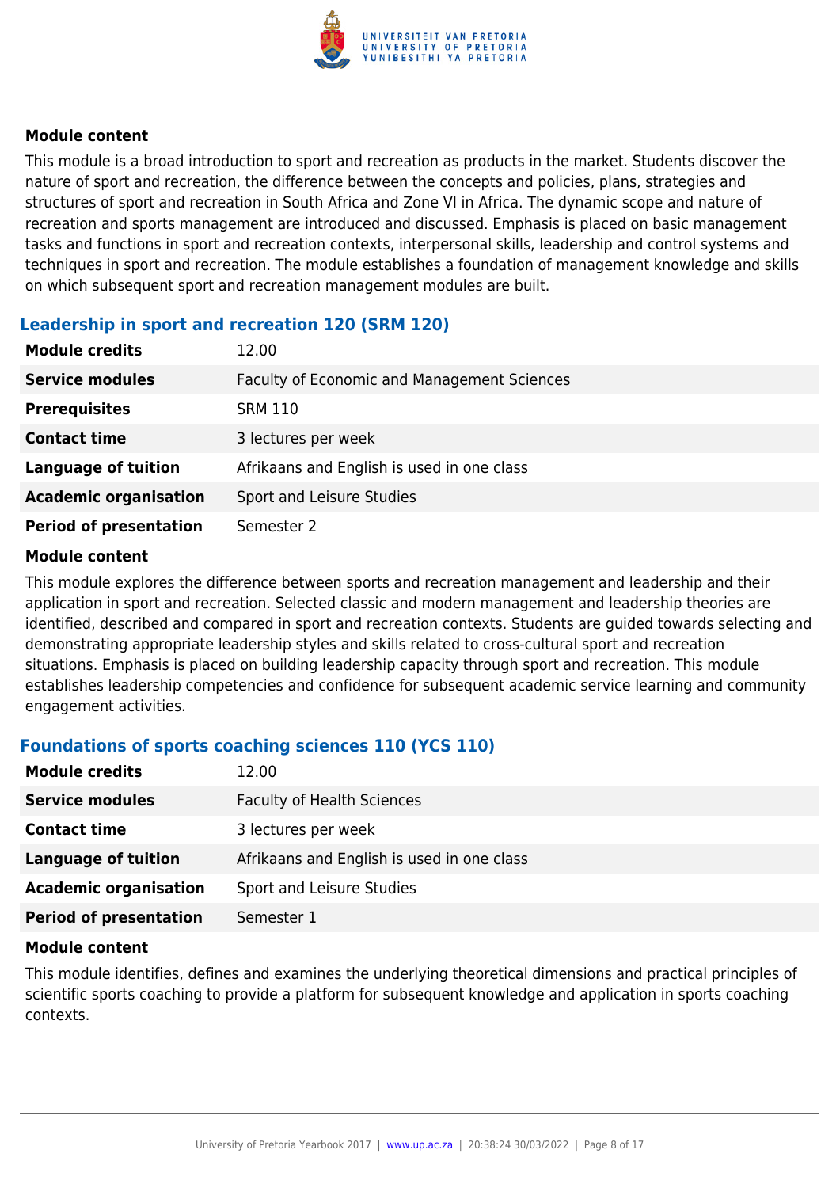#### Module content

This module is a broad introduction to sport and recreation as products in the market. Students discover the nature of sport and recreation, the difference between the concepts and policies, plans, strategies and structures of sport and recreation in South Africa and Zone VI in Africa. The dynamic scope and nature of recreation and sports management are introduced and discussed. Emphasis is placed on basic management tasks and functions in sport and recreation contexts, interpersonal skills, leadership and control systems and techniques in sport and recreation. The module establishes a foundation of management knowledge and skills on which subsequent sport and recreation management modules are built.

### Leadership in sport and recreation 120 (SRM 120)

| | |
|---|---|
| **Module credits** | 12.00 |
| **Service modules** | Faculty of Economic and Management Sciences |
| **Prerequisites** | SRM 110 |
| **Contact time** | 3 lectures per week |
| **Language of tuition** | Afrikaans and English is used in one class |
| **Academic organisation** | Sport and Leisure Studies |
| **Period of presentation** | Semester 2 |

#### Module content

This module explores the difference between sports and recreation management and leadership and their application in sport and recreation. Selected classic and modern management and leadership theories are identified, described and compared in sport and recreation contexts. Students are guided towards selecting and demonstrating appropriate leadership styles and skills related to cross-cultural sport and recreation situations. Emphasis is placed on building leadership capacity through sport and recreation. This module establishes leadership competencies and confidence for subsequent academic service learning and community engagement activities.

### Foundations of sports coaching sciences 110 (YCS 110)

| | |
|---|---|
| **Module credits** | 12.00 |
| **Service modules** | Faculty of Health Sciences |
| **Contact time** | 3 lectures per week |
| **Language of tuition** | Afrikaans and English is used in one class |
| **Academic organisation** | Sport and Leisure Studies |
| **Period of presentation** | Semester 1 |

#### Module content

This module identifies, defines and examines the underlying theoretical dimensions and practical principles of scientific sports coaching to provide a platform for subsequent knowledge and application in sports coaching contexts.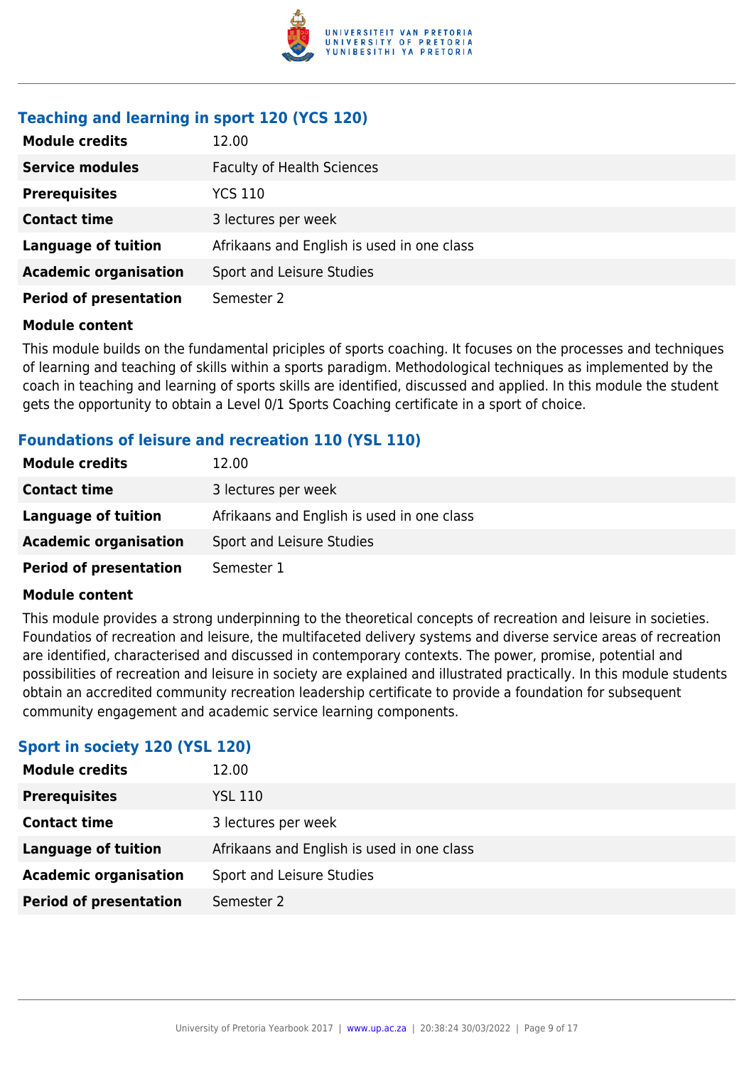### Teaching and learning in sport 120 (YCS 120)

| **Module credits** | 12.00 |
|---|---|
| **Service modules** | Faculty of Health Sciences |
| **Prerequisites** | YCS 110 |
| **Contact time** | 3 lectures per week |
| **Language of tuition** | Afrikaans and English is used in one class |
| **Academic organisation** | Sport and Leisure Studies |
| **Period of presentation** | Semester 2 |

**Module content**

This module builds on the fundamental priciples of sports coaching. It focuses on the processes and techniques of learning and teaching of skills within a sports paradigm. Methodological techniques as implemented by the coach in teaching and learning of sports skills are identified, discussed and applied. In this module the student gets the opportunity to obtain a Level 0/1 Sports Coaching certificate in a sport of choice.

### Foundations of leisure and recreation 110 (YSL 110)

| **Module credits** | 12.00 |
|---|---|
| **Contact time** | 3 lectures per week |
| **Language of tuition** | Afrikaans and English is used in one class |
| **Academic organisation** | Sport and Leisure Studies |
| **Period of presentation** | Semester 1 |

**Module content**

This module provides a strong underpinning to the theoretical concepts of recreation and leisure in societies. Foundatios of recreation and leisure, the multifaceted delivery systems and diverse service areas of recreation are identified, characterised and discussed in contemporary contexts. The power, promise, potential and possibilities of recreation and leisure in society are explained and illustrated practically. In this module students obtain an accredited community recreation leadership certificate to provide a foundation for subsequent community engagement and academic service learning components.

### Sport in society 120 (YSL 120)

| **Module credits** | 12.00 |
|---|---|
| **Prerequisites** | YSL 110 |
| **Contact time** | 3 lectures per week |
| **Language of tuition** | Afrikaans and English is used in one class |
| **Academic organisation** | Sport and Leisure Studies |
| **Period of presentation** | Semester 2 |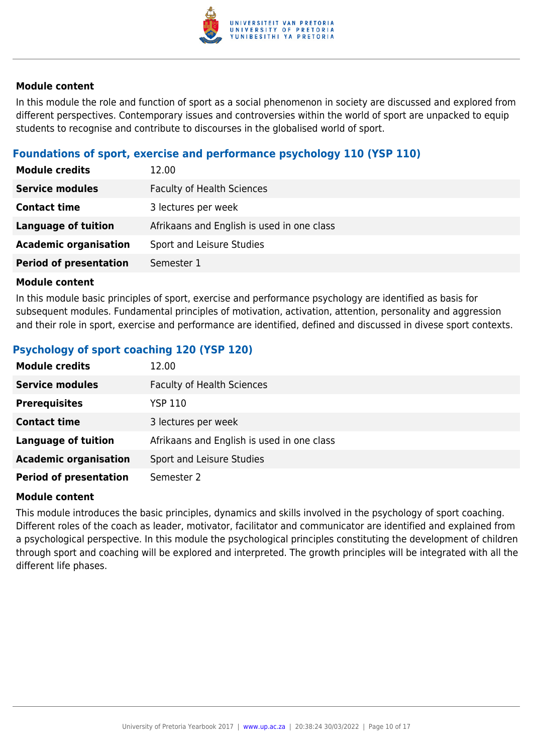#### Module content

In this module the role and function of sport as a social phenomenon in society are discussed and explored from different perspectives. Contemporary issues and controversies within the world of sport are unpacked to equip students to recognise and contribute to discourses in the globalised world of sport.

### Foundations of sport, exercise and performance psychology 110 (YSP 110)

| | |
|---|---|
| **Module credits** | 12.00 |
| **Service modules** | Faculty of Health Sciences |
| **Contact time** | 3 lectures per week |
| **Language of tuition** | Afrikaans and English is used in one class |
| **Academic organisation** | Sport and Leisure Studies |
| **Period of presentation** | Semester 1 |

#### Module content

In this module basic principles of sport, exercise and performance psychology are identified as basis for subsequent modules. Fundamental principles of motivation, activation, attention, personality and aggression and their role in sport, exercise and performance are identified, defined and discussed in divese sport contexts.

### Psychology of sport coaching 120 (YSP 120)

| | |
|---|---|
| **Module credits** | 12.00 |
| **Service modules** | Faculty of Health Sciences |
| **Prerequisites** | YSP 110 |
| **Contact time** | 3 lectures per week |
| **Language of tuition** | Afrikaans and English is used in one class |
| **Academic organisation** | Sport and Leisure Studies |
| **Period of presentation** | Semester 2 |

#### Module content

This module introduces the basic principles, dynamics and skills involved in the psychology of sport coaching. Different roles of the coach as leader, motivator, facilitator and communicator are identified and explained from a psychological perspective. In this module the psychological principles constituting the development of children through sport and coaching will be explored and interpreted. The growth principles will be integrated with all the different life phases.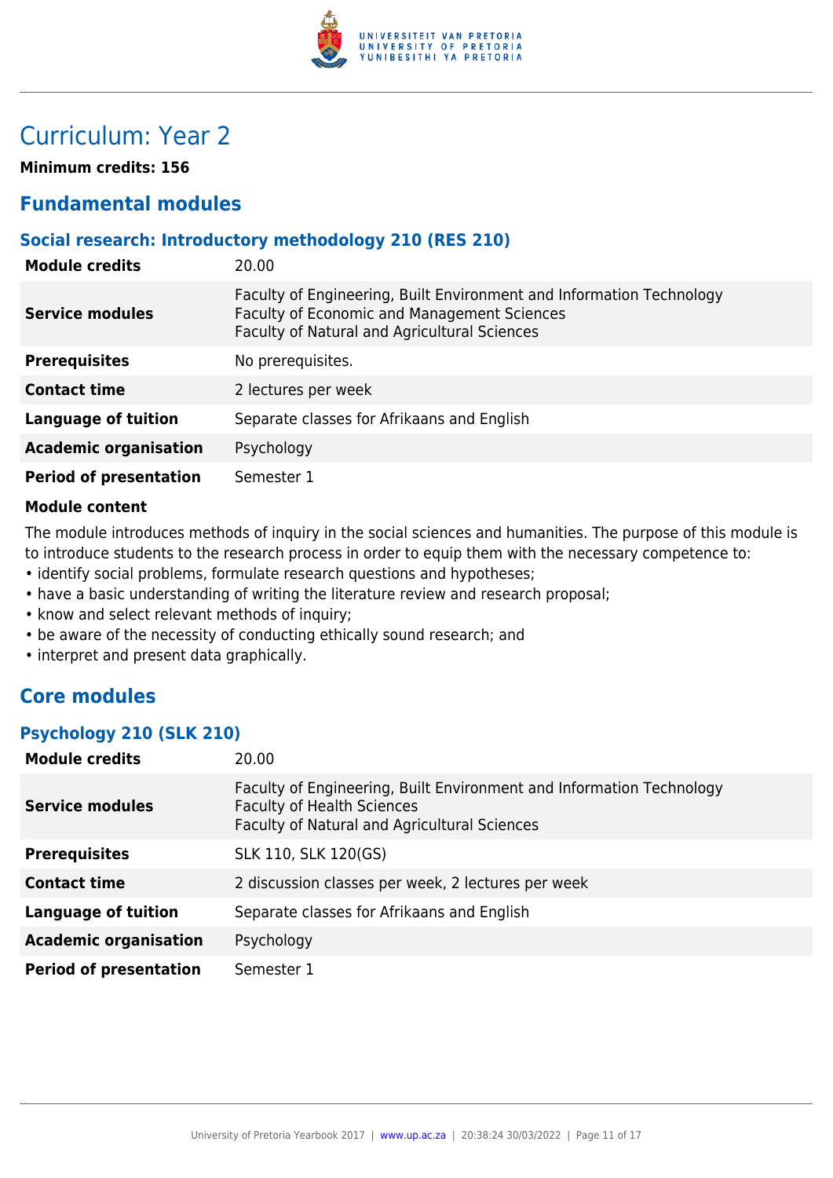# Curriculum: Year 2

**Minimum credits: 156**

## Fundamental modules

### Social research: Introductory methodology 210 (RES 210)

| | |
|---|---|
| **Module credits** | 20.00 |
| **Service modules** | Faculty of Engineering, Built Environment and Information Technology<br>Faculty of Economic and Management Sciences<br>Faculty of Natural and Agricultural Sciences |
| **Prerequisites** | No prerequisites. |
| **Contact time** | 2 lectures per week |
| **Language of tuition** | Separate classes for Afrikaans and English |
| **Academic organisation** | Psychology |
| **Period of presentation** | Semester 1 |

**Module content**

The module introduces methods of inquiry in the social sciences and humanities. The purpose of this module is to introduce students to the research process in order to equip them with the necessary competence to:

- identify social problems, formulate research questions and hypotheses;
- have a basic understanding of writing the literature review and research proposal;
- know and select relevant methods of inquiry;
- be aware of the necessity of conducting ethically sound research; and
- interpret and present data graphically.

## Core modules

### Psychology 210 (SLK 210)

| | |
|---|---|
| **Module credits** | 20.00 |
| **Service modules** | Faculty of Engineering, Built Environment and Information Technology<br>Faculty of Health Sciences<br>Faculty of Natural and Agricultural Sciences |
| **Prerequisites** | SLK 110, SLK 120(GS) |
| **Contact time** | 2 discussion classes per week, 2 lectures per week |
| **Language of tuition** | Separate classes for Afrikaans and English |
| **Academic organisation** | Psychology |
| **Period of presentation** | Semester 1 |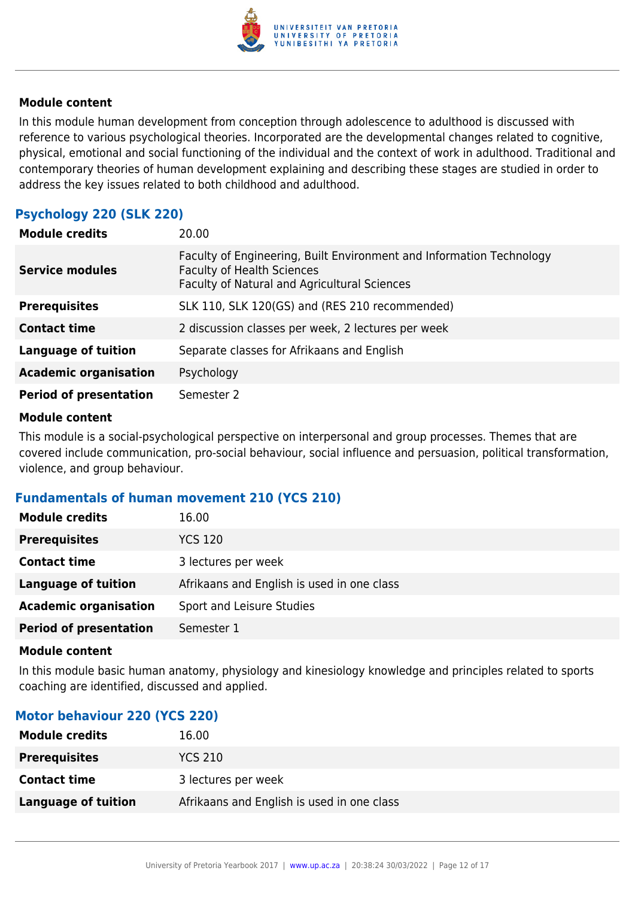**Module content**

In this module human development from conception through adolescence to adulthood is discussed with reference to various psychological theories. Incorporated are the developmental changes related to cognitive, physical, emotional and social functioning of the individual and the context of work in adulthood. Traditional and contemporary theories of human development explaining and describing these stages are studied in order to address the key issues related to both childhood and adulthood.

### Psychology 220 (SLK 220)

| | |
|---|---|
| **Module credits** | 20.00 |
| **Service modules** | Faculty of Engineering, Built Environment and Information Technology<br>Faculty of Health Sciences<br>Faculty of Natural and Agricultural Sciences |
| **Prerequisites** | SLK 110, SLK 120(GS) and (RES 210 recommended) |
| **Contact time** | 2 discussion classes per week, 2 lectures per week |
| **Language of tuition** | Separate classes for Afrikaans and English |
| **Academic organisation** | Psychology |
| **Period of presentation** | Semester 2 |

**Module content**

This module is a social-psychological perspective on interpersonal and group processes. Themes that are covered include communication, pro-social behaviour, social influence and persuasion, political transformation, violence, and group behaviour.

### Fundamentals of human movement 210 (YCS 210)

| | |
|---|---|
| **Module credits** | 16.00 |
| **Prerequisites** | YCS 120 |
| **Contact time** | 3 lectures per week |
| **Language of tuition** | Afrikaans and English is used in one class |
| **Academic organisation** | Sport and Leisure Studies |
| **Period of presentation** | Semester 1 |

**Module content**

In this module basic human anatomy, physiology and kinesiology knowledge and principles related to sports coaching are identified, discussed and applied.

### Motor behaviour 220 (YCS 220)

| | |
|---|---|
| **Module credits** | 16.00 |
| **Prerequisites** | YCS 210 |
| **Contact time** | 3 lectures per week |
| **Language of tuition** | Afrikaans and English is used in one class |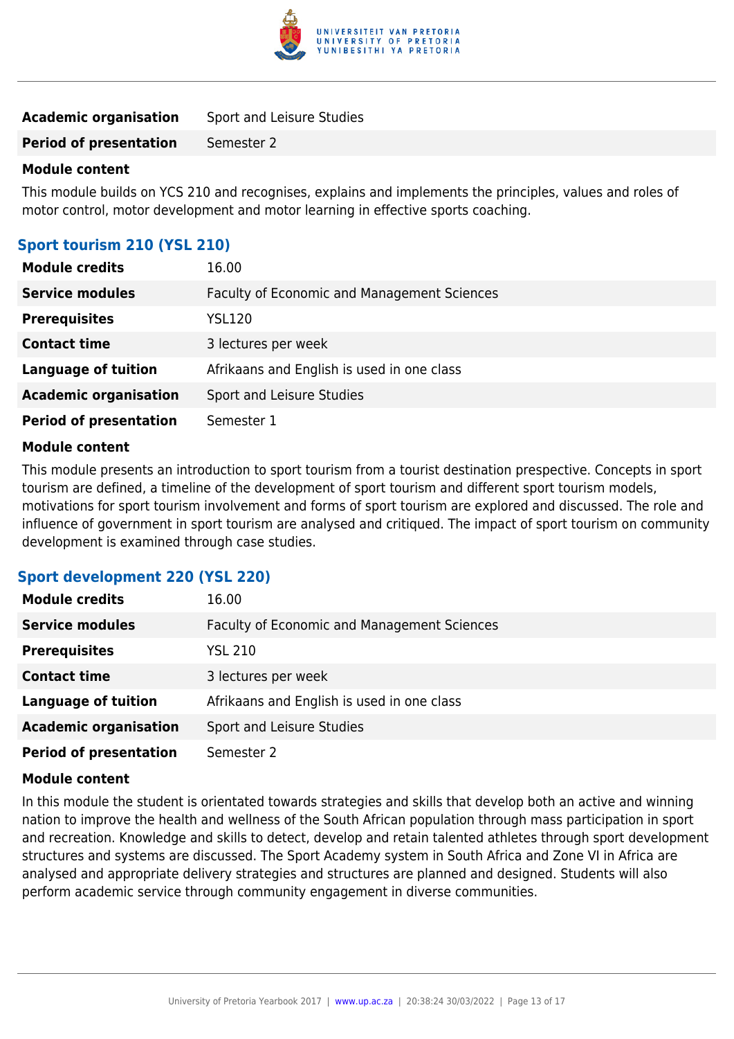| | |
|---|---|
| **Academic organisation** | Sport and Leisure Studies |
| **Period of presentation** | Semester 2 |

**Module content**

This module builds on YCS 210 and recognises, explains and implements the principles, values and roles of motor control, motor development and motor learning in effective sports coaching.

### Sport tourism 210 (YSL 210)

| | |
|---|---|
| **Module credits** | 16.00 |
| **Service modules** | Faculty of Economic and Management Sciences |
| **Prerequisites** | YSL120 |
| **Contact time** | 3 lectures per week |
| **Language of tuition** | Afrikaans and English is used in one class |
| **Academic organisation** | Sport and Leisure Studies |
| **Period of presentation** | Semester 1 |

**Module content**

This module presents an introduction to sport tourism from a tourist destination prespective. Concepts in sport tourism are defined, a timeline of the development of sport tourism and different sport tourism models, motivations for sport tourism involvement and forms of sport tourism are explored and discussed. The role and influence of government in sport tourism are analysed and critiqued. The impact of sport tourism on community development is examined through case studies.

### Sport development 220 (YSL 220)

| | |
|---|---|
| **Module credits** | 16.00 |
| **Service modules** | Faculty of Economic and Management Sciences |
| **Prerequisites** | YSL 210 |
| **Contact time** | 3 lectures per week |
| **Language of tuition** | Afrikaans and English is used in one class |
| **Academic organisation** | Sport and Leisure Studies |
| **Period of presentation** | Semester 2 |

**Module content**

In this module the student is orientated towards strategies and skills that develop both an active and winning nation to improve the health and wellness of the South African population through mass participation in sport and recreation. Knowledge and skills to detect, develop and retain talented athletes through sport development structures and systems are discussed. The Sport Academy system in South Africa and Zone VI in Africa are analysed and appropriate delivery strategies and structures are planned and designed. Students will also perform academic service through community engagement in diverse communities.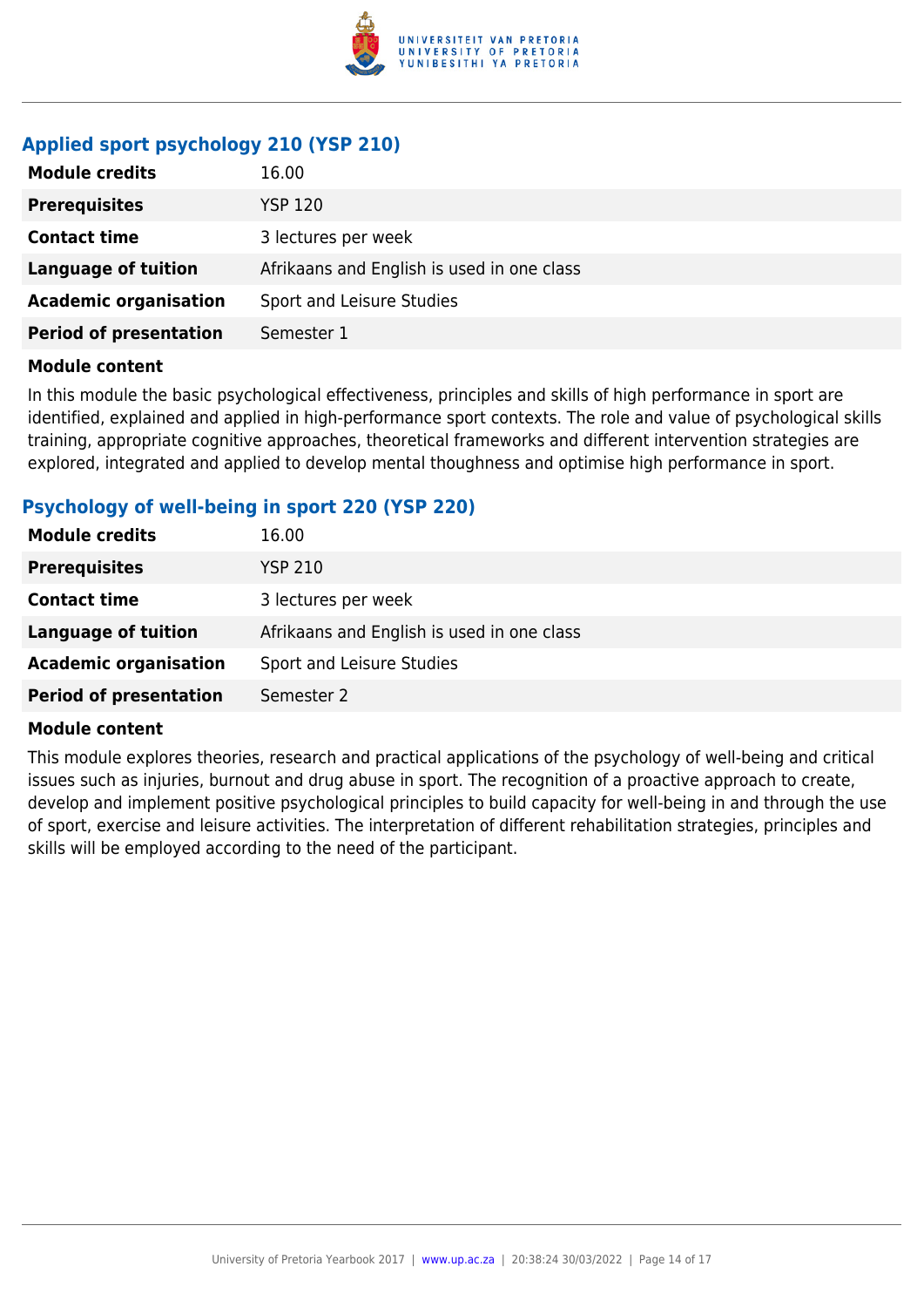### Applied sport psychology 210 (YSP 210)

| | |
|---|---|
| **Module credits** | 16.00 |
| **Prerequisites** | YSP 120 |
| **Contact time** | 3 lectures per week |
| **Language of tuition** | Afrikaans and English is used in one class |
| **Academic organisation** | Sport and Leisure Studies |
| **Period of presentation** | Semester 1 |

**Module content**

In this module the basic psychological effectiveness, principles and skills of high performance in sport are identified, explained and applied in high-performance sport contexts. The role and value of psychological skills training, appropriate cognitive approaches, theoretical frameworks and different intervention strategies are explored, integrated and applied to develop mental thoughness and optimise high performance in sport.

### Psychology of well-being in sport 220 (YSP 220)

| | |
|---|---|
| **Module credits** | 16.00 |
| **Prerequisites** | YSP 210 |
| **Contact time** | 3 lectures per week |
| **Language of tuition** | Afrikaans and English is used in one class |
| **Academic organisation** | Sport and Leisure Studies |
| **Period of presentation** | Semester 2 |

**Module content**

This module explores theories, research and practical applications of the psychology of well-being and critical issues such as injuries, burnout and drug abuse in sport. The recognition of a proactive approach to create, develop and implement positive psychological principles to build capacity for well-being in and through the use of sport, exercise and leisure activities. The interpretation of different rehabilitation strategies, principles and skills will be employed according to the need of the participant.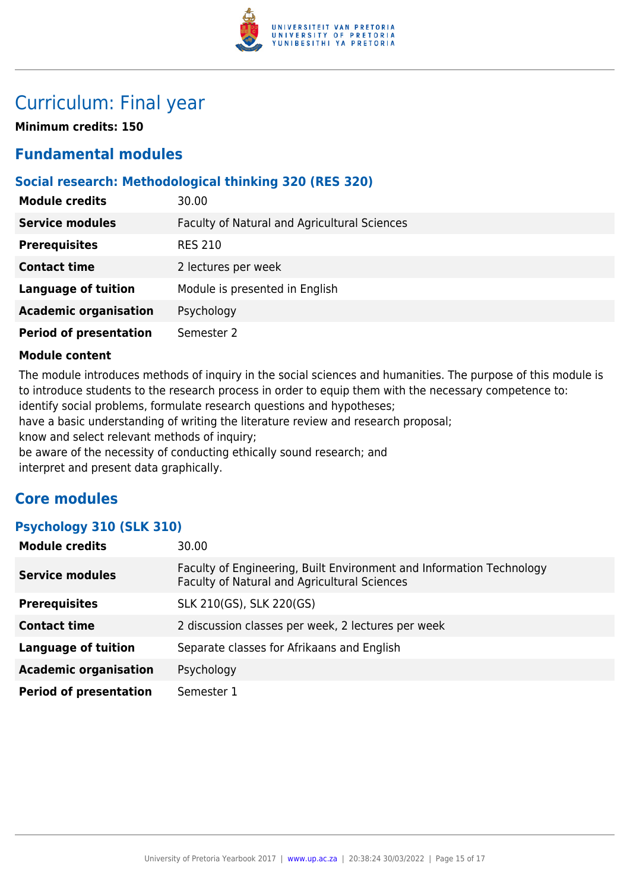# Curriculum: Final year

**Minimum credits: 150**

## Fundamental modules

### Social research: Methodological thinking 320 (RES 320)

| | |
|---|---|
| **Module credits** | 30.00 |
| **Service modules** | Faculty of Natural and Agricultural Sciences |
| **Prerequisites** | RES 210 |
| **Contact time** | 2 lectures per week |
| **Language of tuition** | Module is presented in English |
| **Academic organisation** | Psychology |
| **Period of presentation** | Semester 2 |

**Module content**

The module introduces methods of inquiry in the social sciences and humanities. The purpose of this module is to introduce students to the research process in order to equip them with the necessary competence to:
identify social problems, formulate research questions and hypotheses;
have a basic understanding of writing the literature review and research proposal;
know and select relevant methods of inquiry;
be aware of the necessity of conducting ethically sound research; and
interpret and present data graphically.

## Core modules

### Psychology 310 (SLK 310)

| | |
|---|---|
| **Module credits** | 30.00 |
| **Service modules** | Faculty of Engineering, Built Environment and Information Technology<br>Faculty of Natural and Agricultural Sciences |
| **Prerequisites** | SLK 210(GS), SLK 220(GS) |
| **Contact time** | 2 discussion classes per week, 2 lectures per week |
| **Language of tuition** | Separate classes for Afrikaans and English |
| **Academic organisation** | Psychology |
| **Period of presentation** | Semester 1 |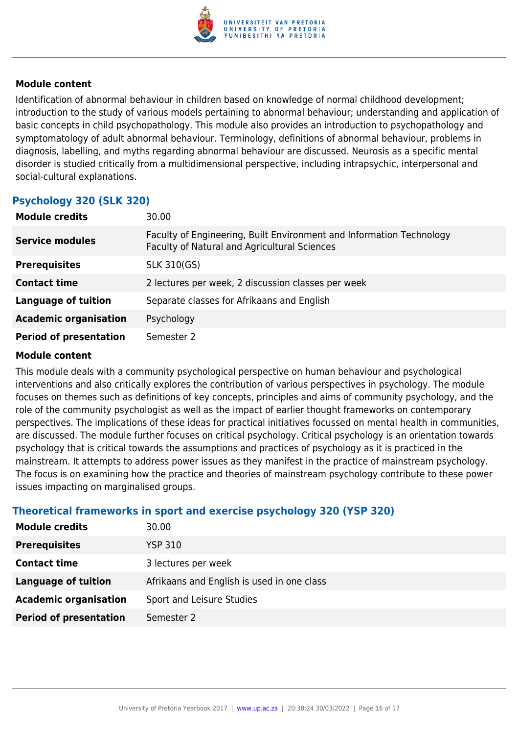#### Module content

Identification of abnormal behaviour in children based on knowledge of normal childhood development; introduction to the study of various models pertaining to abnormal behaviour; understanding and application of basic concepts in child psychopathology. This module also provides an introduction to psychopathology and symptomatology of adult abnormal behaviour. Terminology, definitions of abnormal behaviour, problems in diagnosis, labelling, and myths regarding abnormal behaviour are discussed. Neurosis as a specific mental disorder is studied critically from a multidimensional perspective, including intrapsychic, interpersonal and social-cultural explanations.

### Psychology 320 (SLK 320)

| | |
|---|---|
| **Module credits** | 30.00 |
| **Service modules** | Faculty of Engineering, Built Environment and Information Technology<br>Faculty of Natural and Agricultural Sciences |
| **Prerequisites** | SLK 310(GS) |
| **Contact time** | 2 lectures per week, 2 discussion classes per week |
| **Language of tuition** | Separate classes for Afrikaans and English |
| **Academic organisation** | Psychology |
| **Period of presentation** | Semester 2 |

#### Module content

This module deals with a community psychological perspective on human behaviour and psychological interventions and also critically explores the contribution of various perspectives in psychology. The module focuses on themes such as definitions of key concepts, principles and aims of community psychology, and the role of the community psychologist as well as the impact of earlier thought frameworks on contemporary perspectives. The implications of these ideas for practical initiatives focussed on mental health in communities, are discussed. The module further focuses on critical psychology. Critical psychology is an orientation towards psychology that is critical towards the assumptions and practices of psychology as it is practiced in the mainstream. It attempts to address power issues as they manifest in the practice of mainstream psychology. The focus is on examining how the practice and theories of mainstream psychology contribute to these power issues impacting on marginalised groups.

### Theoretical frameworks in sport and exercise psychology 320 (YSP 320)

| | |
|---|---|
| **Module credits** | 30.00 |
| **Prerequisites** | YSP 310 |
| **Contact time** | 3 lectures per week |
| **Language of tuition** | Afrikaans and English is used in one class |
| **Academic organisation** | Sport and Leisure Studies |
| **Period of presentation** | Semester 2 |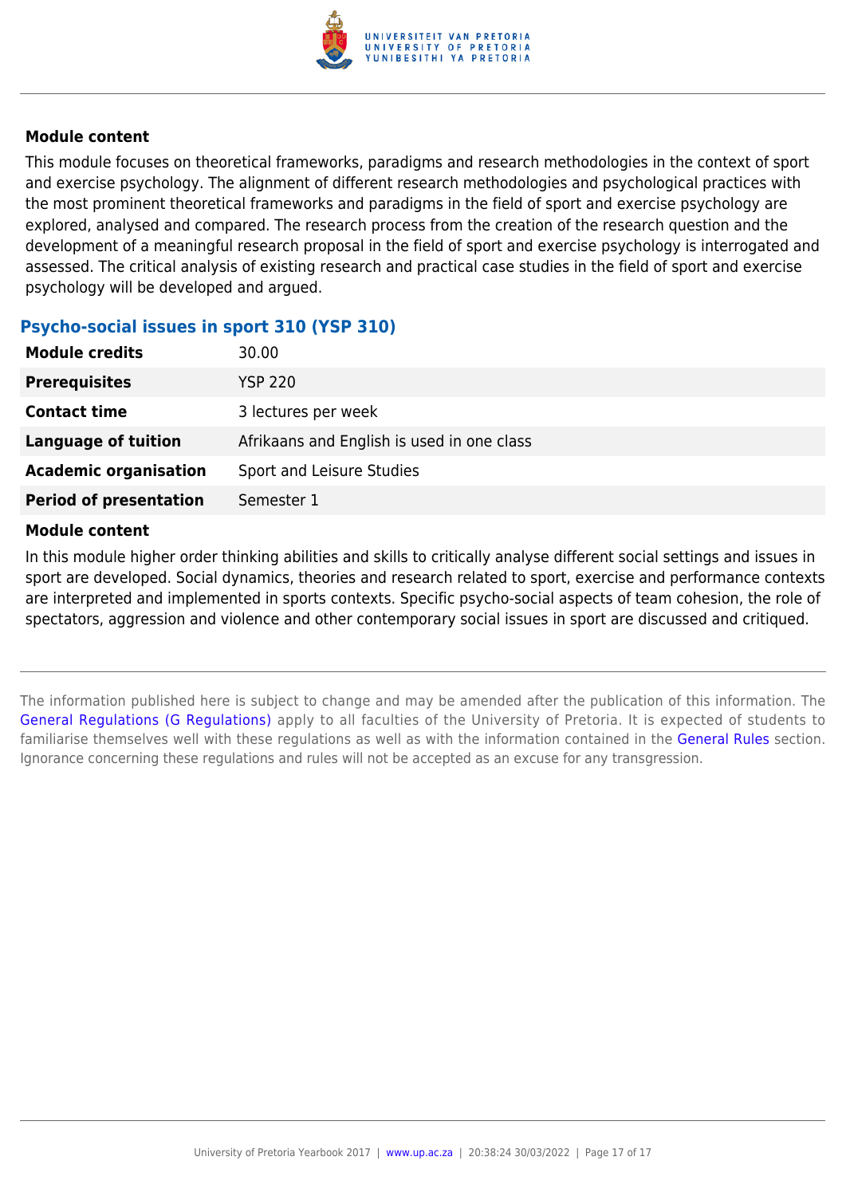#### Module content

This module focuses on theoretical frameworks, paradigms and research methodologies in the context of sport and exercise psychology. The alignment of different research methodologies and psychological practices with the most prominent theoretical frameworks and paradigms in the field of sport and exercise psychology are explored, analysed and compared. The research process from the creation of the research question and the development of a meaningful research proposal in the field of sport and exercise psychology is interrogated and assessed. The critical analysis of existing research and practical case studies in the field of sport and exercise psychology will be developed and argued.

### Psycho-social issues in sport 310 (YSP 310)

| | |
|---|---|
| **Module credits** | 30.00 |
| **Prerequisites** | YSP 220 |
| **Contact time** | 3 lectures per week |
| **Language of tuition** | Afrikaans and English is used in one class |
| **Academic organisation** | Sport and Leisure Studies |
| **Period of presentation** | Semester 1 |

#### Module content

In this module higher order thinking abilities and skills to critically analyse different social settings and issues in sport are developed. Social dynamics, theories and research related to sport, exercise and performance contexts are interpreted and implemented in sports contexts. Specific psycho-social aspects of team cohesion, the role of spectators, aggression and violence and other contemporary social issues in sport are discussed and critiqued.

---

The information published here is subject to change and may be amended after the publication of this information. The General Regulations (G Regulations) apply to all faculties of the University of Pretoria. It is expected of students to familiarise themselves well with these regulations as well as with the information contained in the General Rules section. Ignorance concerning these regulations and rules will not be accepted as an excuse for any transgression.